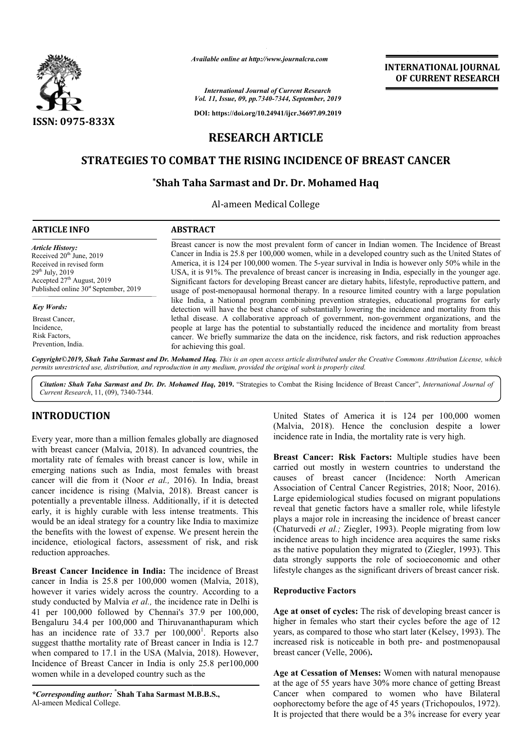# RESEARCH ARTICLE

## STRATEGIES TO COMBAT THE RISING INCIDENCE OF BREAST CANCER

**\*Shah Taha Sarmast and Dr. Dr. Mohamed Haq**

Al-ameen Medical College

**ARTICLE INFO**

*Article History:*
Received 20th June, 2019
Received in revised form 29th July, 2019
Accepted 27th August, 2019
Published online 30st September, 2019

*Key Words:*
Breast Cancer,
Incidence,
Risk Factors,
Prevention, India.

**ABSTRACT**

Breast cancer is now the most prevalent form of cancer in Indian women. The Incidence of Breast Cancer in India is 25.8 per 100,000 women, while in a developed country such as the United States of America, it is 124 per 100,000 women. The 5-year survival in India is however only 50% while in the USA, it is 91%. The prevalence of breast cancer is increasing in India, especially in the younger age. Significant factors for developing Breast cancer are dietary habits, lifestyle, reproductive pattern, and usage of post-menopausal hormonal therapy. In a resource limited country with a large population like India, a National program combining prevention strategies, educational programs for early detection will have the best chance of substantially lowering the incidence and mortality from this lethal disease. A collaborative approach of government, non-government organizations, and the people at large has the potential to substantially reduced the incidence and mortality from breast cancer. We briefly summarize the data on the incidence, risk factors, and risk reduction approaches for achieving this goal.

*Copyright©2019, Shah Taha Sarmast and Dr. Mohamed Haq. This is an open access article distributed under the Creative Commons Attribution License, which permits unrestricted use, distribution, and reproduction in any medium, provided the original work is properly cited.*

*Citation: Shah Taha Sarmast and Dr. Dr. Mohamed Haq,* **2019.** "Strategies to Combat the Rising Incidence of Breast Cancer", *International Journal of Current Research*, 11, (09), 7340-7344.

## INTRODUCTION

Every year, more than a million females globally are diagnosed with breast cancer (Malvia, 2018). In advanced countries, the mortality rate of females with breast cancer is low, while in emerging nations such as India, most females with breast cancer will die from it (Noor *et al.,* 2016). In India, breast cancer incidence is rising (Malvia, 2018). Breast cancer is potentially a preventable illness. Additionally, if it is detected early, it is highly curable with less intense treatments. This would be an ideal strategy for a country like India to maximize the benefits with the lowest of expense. We present herein the incidence, etiological factors, assessment of risk, and risk reduction approaches.

**Breast Cancer Incidence in India:** The incidence of Breast cancer in India is 25.8 per 100,000 women (Malvia, 2018), however it varies widely across the country. According to a study conducted by Malvia *et al.,* the incidence rate in Delhi is 41 per 100,000 followed by Chennai's 37.9 per 100,000, Bengaluru 34.4 per 100,000 and Thiruvananthapuram which has an incidence rate of 33.7 per 100,000[1]. Reports also suggest thatthe mortality rate of Breast cancer in India is 12.7 when compared to 17.1 in the USA (Malvia, 2018). However, Incidence of Breast Cancer in India is only 25.8 per100,000 women while in a developed country such as the United States of America it is 124 per 100,000 women (Malvia, 2018). Hence the conclusion despite a lower incidence rate in India, the mortality rate is very high.

**Breast Cancer: Risk Factors:** Multiple studies have been carried out mostly in western countries to understand the causes of breast cancer (Incidence: North American Association of Central Cancer Registries, 2018; Noor, 2016). Large epidemiological studies focused on migrant populations reveal that genetic factors have a smaller role, while lifestyle plays a major role in increasing the incidence of breast cancer (Chaturvedi *et al.;* Ziegler, 1993). People migrating from low incidence areas to high incidence area acquires the same risks as the native population they migrated to (Ziegler, 1993). This data strongly supports the role of socioeconomic and other lifestyle changes as the significant drivers of breast cancer risk.

### Reproductive Factors

**Age at onset of cycles:** The risk of developing breast cancer is higher in females who start their cycles before the age of 12 years, as compared to those who start later (Kelsey, 1993). The increased risk is noticeable in both pre- and postmenopausal breast cancer (Velle, 2006)**.**

**Age at Cessation of Menses:** Women with natural menopause at the age of 55 years have 30% more chance of getting Breast Cancer when compared to women who have Bilateral oophorectomy before the age of 45 years (Trichopoulos, 1972). It is projected that there would be a 3% increase for every year

*\*Corresponding author:* **\*Shah Taha Sarmast M.B.B.S.,**
Al-ameen Medical College.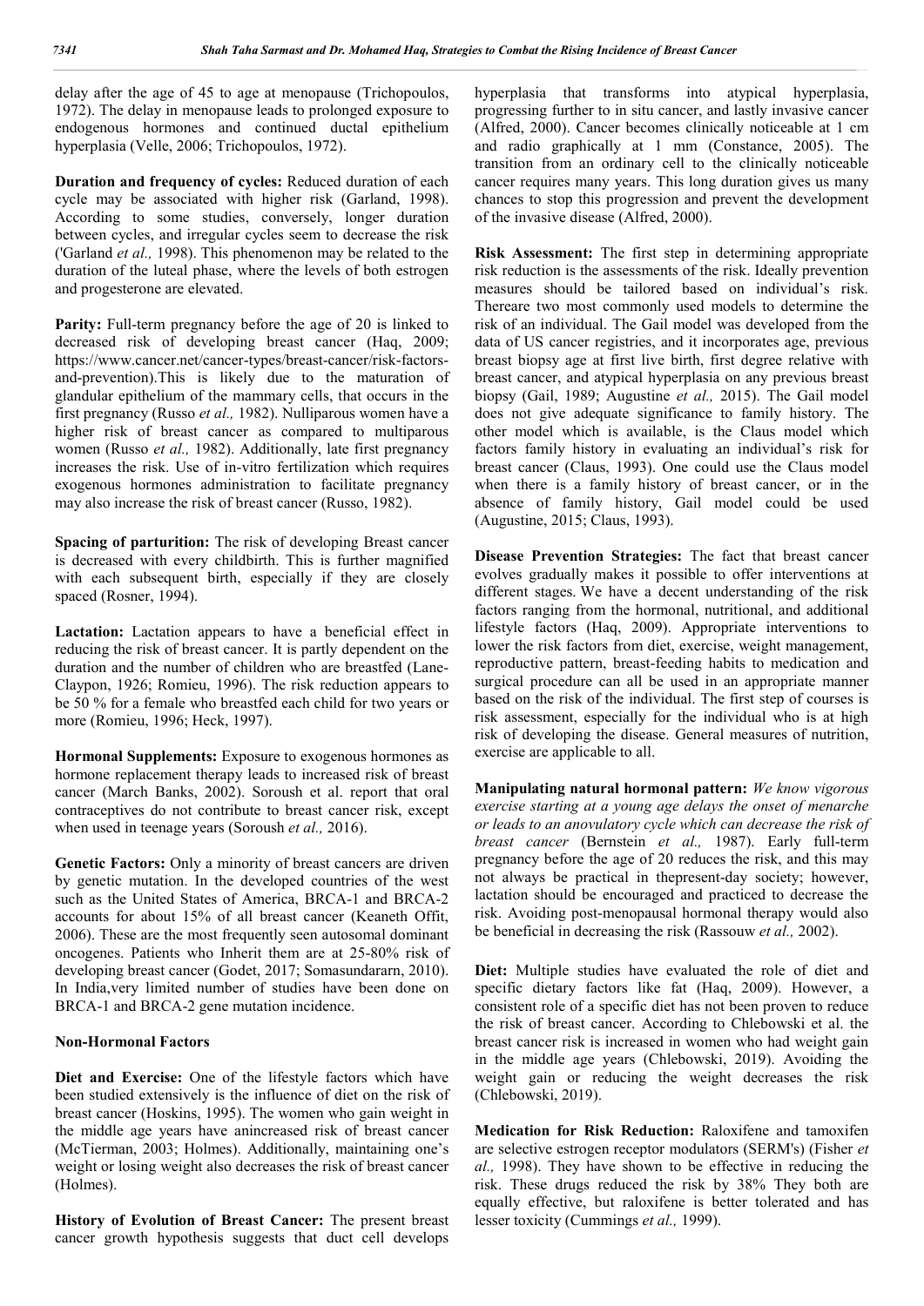delay after the age of 45 to age at menopause (Trichopoulos, 1972). The delay in menopause leads to prolonged exposure to endogenous hormones and continued ductal epithelium hyperplasia (Velle, 2006; Trichopoulos, 1972).

**Duration and frequency of cycles:** Reduced duration of each cycle may be associated with higher risk (Garland, 1998). According to some studies, conversely, longer duration between cycles, and irregular cycles seem to decrease the risk ('Garland *et al.,* 1998). This phenomenon may be related to the duration of the luteal phase, where the levels of both estrogen and progesterone are elevated.

**Parity:** Full-term pregnancy before the age of 20 is linked to decreased risk of developing breast cancer (Haq, 2009; https://www.cancer.net/cancer-types/breast-cancer/risk-factors-and-prevention).This is likely due to the maturation of glandular epithelium of the mammary cells, that occurs in the first pregnancy (Russo *et al.,* 1982). Nulliparous women have a higher risk of breast cancer as compared to multiparous women (Russo *et al.,* 1982). Additionally, late first pregnancy increases the risk. Use of in-vitro fertilization which requires exogenous hormones administration to facilitate pregnancy may also increase the risk of breast cancer (Russo, 1982).

**Spacing of parturition:** The risk of developing Breast cancer is decreased with every childbirth. This is further magnified with each subsequent birth, especially if they are closely spaced (Rosner, 1994).

**Lactation:** Lactation appears to have a beneficial effect in reducing the risk of breast cancer. It is partly dependent on the duration and the number of children who are breastfed (Lane-Claypon, 1926; Romieu, 1996). The risk reduction appears to be 50 % for a female who breastfed each child for two years or more (Romieu, 1996; Heck, 1997).

**Hormonal Supplements:** Exposure to exogenous hormones as hormone replacement therapy leads to increased risk of breast cancer (March Banks, 2002). Soroush et al. report that oral contraceptives do not contribute to breast cancer risk, except when used in teenage years (Soroush *et al.,* 2016).

**Genetic Factors:** Only a minority of breast cancers are driven by genetic mutation. In the developed countries of the west such as the United States of America, BRCA-1 and BRCA-2 accounts for about 15% of all breast cancer (Keaneth Offit, 2006). These are the most frequently seen autosomal dominant oncogenes. Patients who Inherit them are at 25-80% risk of developing breast cancer (Godet, 2017; Somasundararn, 2010). In India,very limited number of studies have been done on BRCA-1 and BRCA-2 gene mutation incidence.

**Non-Hormonal Factors**

**Diet and Exercise:** One of the lifestyle factors which have been studied extensively is the influence of diet on the risk of breast cancer (Hoskins, 1995). The women who gain weight in the middle age years have anincreased risk of breast cancer (McTierman, 2003; Holmes). Additionally, maintaining one's weight or losing weight also decreases the risk of breast cancer (Holmes).

**History of Evolution of Breast Cancer:** The present breast cancer growth hypothesis suggests that duct cell develops hyperplasia that transforms into atypical hyperplasia, progressing further to in situ cancer, and lastly invasive cancer (Alfred, 2000). Cancer becomes clinically noticeable at 1 cm and radio graphically at 1 mm (Constance, 2005). The transition from an ordinary cell to the clinically noticeable cancer requires many years. This long duration gives us many chances to stop this progression and prevent the development of the invasive disease (Alfred, 2000).

**Risk Assessment:** The first step in determining appropriate risk reduction is the assessments of the risk. Ideally prevention measures should be tailored based on individual's risk. Thereare two most commonly used models to determine the risk of an individual. The Gail model was developed from the data of US cancer registries, and it incorporates age, previous breast biopsy age at first live birth, first degree relative with breast cancer, and atypical hyperplasia on any previous breast biopsy (Gail, 1989; Augustine *et al.,* 2015). The Gail model does not give adequate significance to family history. The other model which is available, is the Claus model which factors family history in evaluating an individual's risk for breast cancer (Claus, 1993). One could use the Claus model when there is a family history of breast cancer, or in the absence of family history, Gail model could be used (Augustine, 2015; Claus, 1993).

**Disease Prevention Strategies:** The fact that breast cancer evolves gradually makes it possible to offer interventions at different stages. We have a decent understanding of the risk factors ranging from the hormonal, nutritional, and additional lifestyle factors (Haq, 2009). Appropriate interventions to lower the risk factors from diet, exercise, weight management, reproductive pattern, breast-feeding habits to medication and surgical procedure can all be used in an appropriate manner based on the risk of the individual. The first step of courses is risk assessment, especially for the individual who is at high risk of developing the disease. General measures of nutrition, exercise are applicable to all.

**Manipulating natural hormonal pattern:** *We know vigorous exercise starting at a young age delays the onset of menarche or leads to an anovulatory cycle which can decrease the risk of breast cancer* (Bernstein *et al.,* 1987). Early full-term pregnancy before the age of 20 reduces the risk, and this may not always be practical in thepresent-day society; however, lactation should be encouraged and practiced to decrease the risk. Avoiding post-menopausal hormonal therapy would also be beneficial in decreasing the risk (Rassouw *et al.,* 2002).

**Diet:** Multiple studies have evaluated the role of diet and specific dietary factors like fat (Haq, 2009). However, a consistent role of a specific diet has not been proven to reduce the risk of breast cancer. According to Chlebowski et al. the breast cancer risk is increased in women who had weight gain in the middle age years (Chlebowski, 2019). Avoiding the weight gain or reducing the weight decreases the risk (Chlebowski, 2019).

**Medication for Risk Reduction:** Raloxifene and tamoxifen are selective estrogen receptor modulators (SERM's) (Fisher *et al.,* 1998). They have shown to be effective in reducing the risk. These drugs reduced the risk by 38% They both are equally effective, but raloxifene is better tolerated and has lesser toxicity (Cummings *et al.,* 1999).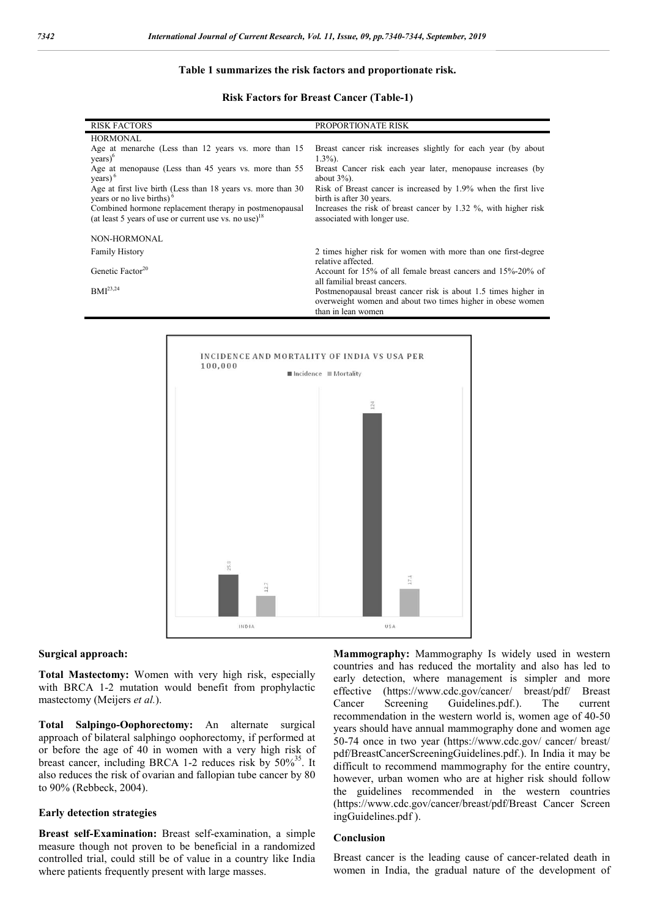Table 1 summarizes the risk factors and proportionate risk.

**Risk Factors for Breast Cancer (Table-1)**

| RISK FACTORS | PROPORTIONATE RISK |
|---|---|
| HORMONAL | |
| Age at menarche (Less than 12 years vs. more than 15 years)[6] | Breast cancer risk increases slightly for each year (by about 1.3%). |
| Age at menopause (Less than 45 years vs. more than 55 years)[6] | Breast Cancer risk each year later, menopause increases (by about 3%). |
| Age at first live birth (Less than 18 years vs. more than 30 years or no live births)[6] | Risk of Breast cancer is increased by 1.9% when the first live birth is after 30 years. |
| Combined hormone replacement therapy in postmenopausal (at least 5 years of use or current use vs. no use)[18] | Increases the risk of breast cancer by 1.32 %, with higher risk associated with longer use. |
| NON-HORMONAL | |
| Family History | 2 times higher risk for women with more than one first-degree relative affected. |
| Genetic Factor[20] | Account for 15% of all female breast cancers and 15%-20% of all familial breast cancers. |
| BMI[23,24] | Postmenopausal breast cancer risk is about 1.5 times higher in overweight women and about two times higher in obese women than in lean women |

**Surgical approach:**

**Total Mastectomy:** Women with very high risk, especially with BRCA 1-2 mutation would benefit from prophylactic mastectomy (Meijers *et al.*).

**Total Salpingo-Oophorectomy:** An alternate surgical approach of bilateral salphingo oophorectomy, if performed at or before the age of 40 in women with a very high risk of breast cancer, including BRCA 1-2 reduces risk by 50%[35]. It also reduces the risk of ovarian and fallopian tube cancer by 80 to 90% (Rebbeck, 2004).

**Early detection strategies**

**Breast self-Examination:** Breast self-examination, a simple measure though not proven to be beneficial in a randomized controlled trial, could still be of value in a country like India where patients frequently present with large masses.

**Mammography:** Mammography Is widely used in western countries and has reduced the mortality and also has led to early detection, where management is simpler and more effective (https://www.cdc.gov/cancer/ breast/pdf/ Breast Cancer Screening Guidelines.pdf.). The current recommendation in the western world is, women age of 40-50 years should have annual mammography done and women age 50-74 once in two year (https://www.cdc.gov/ cancer/ breast/ pdf/BreastCancerScreeningGuidelines.pdf.). In India it may be difficult to recommend mammography for the entire country, however, urban women who are at higher risk should follow the guidelines recommended in the western countries (https://www.cdc.gov/cancer/breast/pdf/Breast Cancer Screen ingGuidelines.pdf ).

## Conclusion

Breast cancer is the leading cause of cancer-related death in women in India, the gradual nature of the development of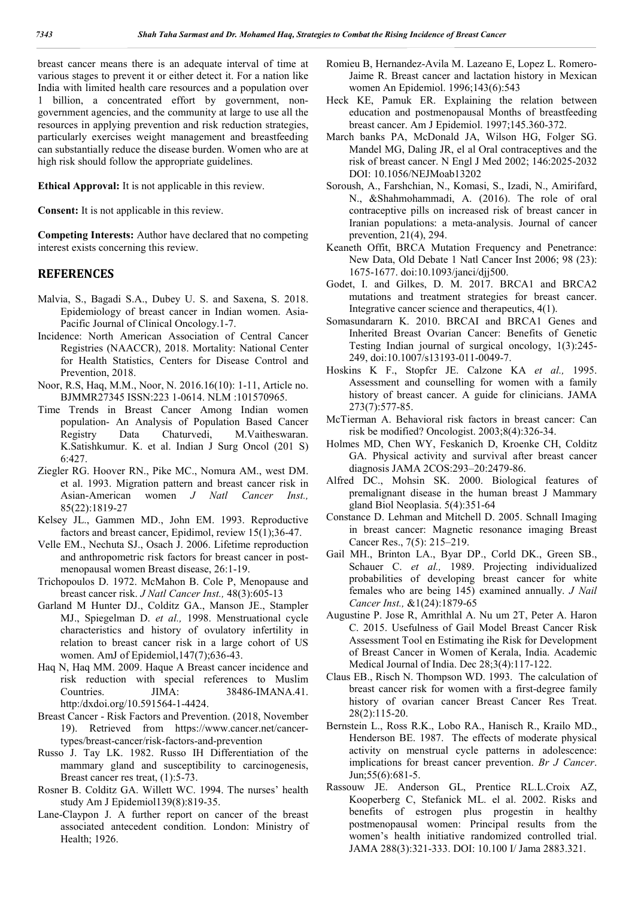breast cancer means there is an adequate interval of time at various stages to prevent it or either detect it. For a nation like India with limited health care resources and a population over 1 billion, a concentrated effort by government, non-government agencies, and the community at large to use all the resources in applying prevention and risk reduction strategies, particularly exercises weight management and breastfeeding can substantially reduce the disease burden. Women who are at high risk should follow the appropriate guidelines.

**Ethical Approval:** It is not applicable in this review.

**Consent:** It is not applicable in this review.

**Competing Interests:** Author have declared that no competing interest exists concerning this review.

## REFERENCES

Malvia, S., Bagadi S.A., Dubey U. S. and Saxena, S. 2018. Epidemiology of breast cancer in Indian women. Asia-Pacific Journal of Clinical Oncology.1-7.

Incidence: North American Association of Central Cancer Registries (NAACCR), 2018. Mortality: National Center for Health Statistics, Centers for Disease Control and Prevention, 2018.

Noor, R.S, Haq, M.M., Noor, N. 2016.16(10): 1-11, Article no. BJMMR27345 ISSN:223 1-0614. NLM :101570965.

Time Trends in Breast Cancer Among Indian women population- An Analysis of Population Based Cancer Registry Data Chaturvedi, M.Vaitheswaran. K.Satishkumur. K. et al. Indian J Surg Oncol (201 S) 6:427.

Ziegler RG. Hoover RN., Pike MC., Nomura AM., west DM. et al. 1993. Migration pattern and breast cancer risk in Asian-American women *J Natl Cancer Inst.,* 85(22):1819-27

Kelsey JL., Gammen MD., John EM. 1993. Reproductive factors and breast cancer, Epidimol, review 15(1);36-47.

Velle EM., Nechuta SJ., Osach J. 2006. Lifetime reproduction and anthropometric risk factors for breast cancer in post-menopausal women Breast disease, 26:1-19.

Trichopoulos D. 1972. McMahon B. Cole P, Menopause and breast cancer risk. *J Natl Cancer Inst.,* 48(3):605-13

Garland M Hunter DJ., Colditz GA., Manson JE., Stampler MJ., Spiegelman D. *et al.,* 1998. Menstruational cycle characteristics and history of ovulatory infertility in relation to breast cancer risk in a large cohort of US women. AmJ of Epidemiol,147(7);636-43.

Haq N, Haq MM. 2009. Haque A Breast cancer incidence and risk reduction with special references to Muslim Countries. JIMA: 38486-IMANA.41. http:/dxdoi.org/10.591564-1-4424.

Breast Cancer - Risk Factors and Prevention. (2018, November 19). Retrieved from https://www.cancer.net/cancer-types/breast-cancer/risk-factors-and-prevention

Russo J. Tay LK. 1982. Russo IH Differentiation of the mammary gland and susceptibility to carcinogenesis, Breast cancer res treat, (1):5-73.

Rosner B. Colditz GA. Willett WC. 1994. The nurses' health study Am J Epidemiol139(8):819-35.

Lane-Claypon J. A further report on cancer of the breast associated antecedent condition. London: Ministry of Health; 1926.

Romieu B, Hernandez-Avila M. Lazeano E, Lopez L. Romero-Jaime R. Breast cancer and lactation history in Mexican women An Epidemiol. 1996;143(6):543

Heck KE, Pamuk ER. Explaining the relation between education and postmenopausal Months of breastfeeding breast cancer. Am J Epidemiol. 1997;145.360-372.

March banks PA, McDonald JA, Wilson HG, Folger SG. Mandel MG, Daling JR, el al Oral contraceptives and the risk of breast cancer. N Engl J Med 2002; 146:2025-2032 DOI: 10.1056/NEJMoab13202

Soroush, A., Farshchian, N., Komasi, S., Izadi, N., Amirifard, N., &Shahmohammadi, A. (2016). The role of oral contraceptive pills on increased risk of breast cancer in Iranian populations: a meta-analysis. Journal of cancer prevention, 21(4), 294.

Keaneth Offit, BRCA Mutation Frequency and Penetrance: New Data, Old Debate 1 Natl Cancer Inst 2006; 98 (23): 1675-1677. doi:10.1093/janci/djj500.

Godet, I. and Gilkes, D. M. 2017. BRCA1 and BRCA2 mutations and treatment strategies for breast cancer. Integrative cancer science and therapeutics, 4(1).

Somasundararn K. 2010. BRCAI and BRCA1 Genes and Inherited Breast Ovarian Cancer: Benefits of Genetic Testing Indian journal of surgical oncology, 1(3):245-249, doi:10.1007/s13193-011-0049-7.

Hoskins K F., Stopfcr JE. Calzone KA *et al.,* 1995. Assessment and counselling for women with a family history of breast cancer. A guide for clinicians. JAMA 273(7):577-85.

McTierman A. Behavioral risk factors in breast cancer: Can risk be modified? Oncologist. 2003;8(4):326-34.

Holmes MD, Chen WY, Feskanich D, Kroenke CH, Colditz GA. Physical activity and survival after breast cancer diagnosis JAMA 2COS:293–20:2479-86.

Alfred DC., Mohsin SK. 2000. Biological features of premalignant disease in the human breast J Mammary gland Biol Neoplasia. 5(4):351-64

Constance D. Lehman and Mitchell D. 2005. Schnall Imaging in breast cancer: Magnetic resonance imaging Breast Cancer Res., 7(5): 215–219.

Gail MH., Brinton LA., Byar DP., Corld DK., Green SB., Schauer C. *et al.,* 1989. Projecting individualized probabilities of developing breast cancer for white females who are being 145) examined annually. *J Nail Cancer Inst.,* &1(24):1879-65

Augustine P. Jose R, Amrithlal A. Nu um 2T, Peter A. Haron C. 2015. Usefulness of Gail Model Breast Cancer Risk Assessment Tool en Estimating ihe Risk for Development of Breast Cancer in Women of Kerala, India. Academic Medical Journal of India. Dec 28;3(4):117-122.

Claus EB., Risch N. Thompson WD. 1993. The calculation of breast cancer risk for women with a first-degree family history of ovarian cancer Breast Cancer Res Treat. 28(2):115-20.

Bernstein L., Ross R.K., Lobo RA., Hanisch R., Krailo MD., Henderson BE. 1987. The effects of moderate physical activity on menstrual cycle patterns in adolescence: implications for breast cancer prevention. *Br J Cancer*. Jun;55(6):681-5.

Rassouw JE. Anderson GL, Prentice RL.L.Croix AZ, Kooperberg C, Stefanick ML. el al. 2002. Risks and benefits of estrogen plus progestin in healthy postmenopausal women: Principal results from the women's health initiative randomized controlled trial. JAMA 288(3):321-333. DOI: 10.100 I/ Jama 2883.321.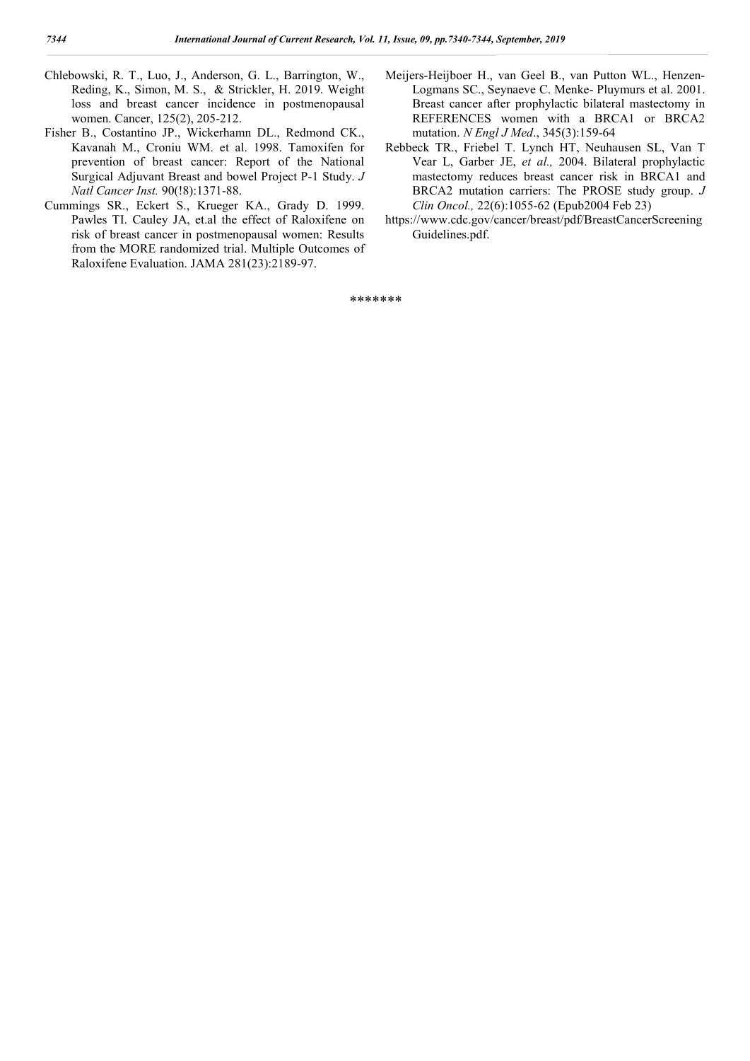Chlebowski, R. T., Luo, J., Anderson, G. L., Barrington, W., Reding, K., Simon, M. S., & Strickler, H. 2019. Weight loss and breast cancer incidence in postmenopausal women. Cancer, 125(2), 205-212.

Fisher B., Costantino JP., Wickerhamn DL., Redmond CK., Kavanah M., Croniu WM. et al. 1998. Tamoxifen for prevention of breast cancer: Report of the National Surgical Adjuvant Breast and bowel Project P-1 Study. *J Natl Cancer Inst.* 90(!8):1371-88.

Cummings SR., Eckert S., Krueger KA., Grady D. 1999. Pawles TI. Cauley JA, et.al the effect of Raloxifene on risk of breast cancer in postmenopausal women: Results from the MORE randomized trial. Multiple Outcomes of Raloxifene Evaluation. JAMA 281(23):2189-97.

Meijers-Heijboer H., van Geel B., van Putton WL., Henzen-Logmans SC., Seynaeve C. Menke- Pluymurs et al. 2001. Breast cancer after prophylactic bilateral mastectomy in REFERENCES women with a BRCA1 or BRCA2 mutation. *N Engl J Med*., 345(3):159-64

Rebbeck TR., Friebel T. Lynch HT, Neuhausen SL, Van T Vear L, Garber JE, *et al.,* 2004. Bilateral prophylactic mastectomy reduces breast cancer risk in BRCA1 and BRCA2 mutation carriers: The PROSE study group. *J Clin Oncol.,* 22(6):1055-62 (Epub2004 Feb 23)

https://www.cdc.gov/cancer/breast/pdf/BreastCancerScreeningGuidelines.pdf.

*******